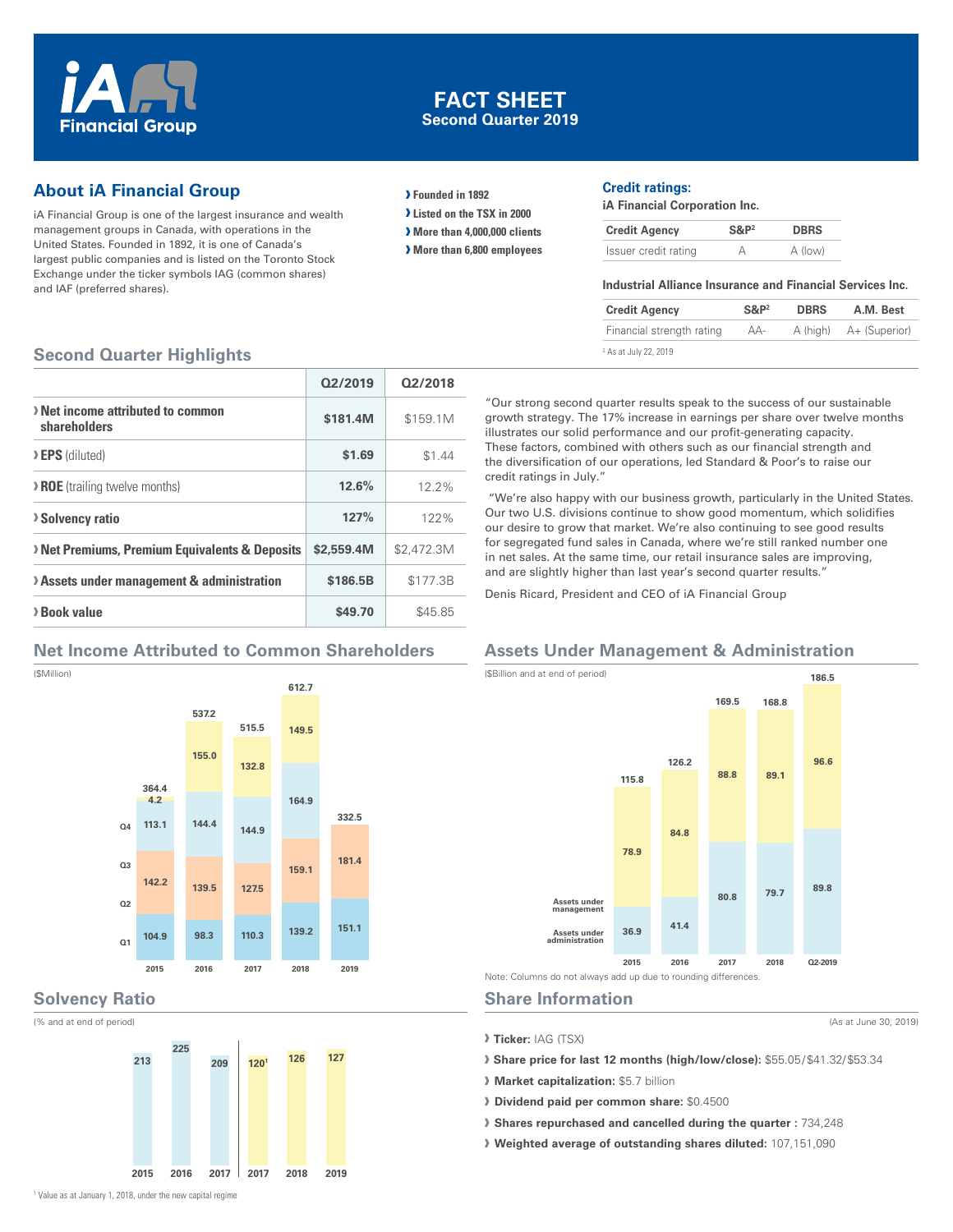# FACT SHEET
**Second Quarter 2019**

iA Financial Group

## About iA Financial Group

iA Financial Group is one of the largest insurance and wealth management groups in Canada, with operations in the United States. Founded in 1892, it is one of Canada's largest public companies and is listed on the Toronto Stock Exchange under the ticker symbols IAG (common shares) and IAF (preferred shares).

- **Founded in 1892**
- **Listed on the TSX in 2000**
- **More than 4,000,000 clients**
- **More than 6,800 employees**

### Credit ratings:

**iA Financial Corporation Inc.**

| Credit Agency | S&P[2] | DBRS |
|---|---|---|
| Issuer credit rating | A | A (low) |

**Industrial Alliance Insurance and Financial Services Inc.**

| Credit Agency | S&P[2] | DBRS | A.M. Best |
|---|---|---|---|
| Financial strength rating | AA- | A (high) | A+ (Superior) |

[2] As at July 22, 2019

## Second Quarter Highlights

| | Q2/2019 | Q2/2018 |
|---|---|---|
| **Net income attributed to common shareholders** | **$181.4M** | $159.1M |
| **EPS** (diluted) | **$1.69** | $1.44 |
| **ROE** (trailing twelve months) | **12.6%** | 12.2% |
| **Solvency ratio** | **127%** | 122% |
| **Net Premiums, Premium Equivalents & Deposits** | **$2,559.4M** | $2,472.3M |
| **Assets under management & administration** | **$186.5B** | $177.3B |
| **Book value** | **$49.70** | $45.85 |

"Our strong second quarter results speak to the success of our sustainable growth strategy. The 17% increase in earnings per share over twelve months illustrates our solid performance and our profit-generating capacity. These factors, combined with others such as our financial strength and the diversification of our operations, led Standard & Poor's to raise our credit ratings in July."

"We're also happy with our business growth, particularly in the United States. Our two U.S. divisions continue to show good momentum, which solidifies our desire to grow that market. We're also continuing to see good results for segregated fund sales in Canada, where we're still ranked number one in net sales. At the same time, our retail insurance sales are improving, and are slightly higher than last year's second quarter results."

Denis Ricard, President and CEO of iA Financial Group

## Net Income Attributed to Common Shareholders

($Million)

| | 2015 | 2016 | 2017 | 2018 | 2019 |
|---|---|---|---|---|---|
| Q1 | 104.9 | 98.3 | 110.3 | 139.2 | 151.1 |
| Q2 | 142.2 | 139.5 | 127.5 | 159.1 | 181.4 |
| Q3 | 113.1 | 144.4 | 144.9 | 164.9 | |
| Q4 | 4.2 | 155.0 | 132.8 | 149.5 | |
| Total | 364.4 | 537.2 | 515.5 | 612.7 | 332.5 |

## Assets Under Management & Administration

($Billion and at end of period)

| | 2015 | 2016 | 2017 | 2018 | Q2-2019 |
|---|---|---|---|---|---|
| Assets under administration | 36.9 | 41.4 | 80.8 | 79.7 | 89.8 |
| Assets under management | 78.9 | 84.8 | 88.8 | 89.1 | 96.6 |
| Total | 115.8 | 126.2 | 169.5 | 168.8 | 186.5 |

Note: Columns do not always add up due to rounding differences.

## Solvency Ratio

(% and at end of period)

| 2015 | 2016 | 2017 | 2017 | 2018 | 2019 |
|---|---|---|---|---|---|
| 213 | 225 | 209 | 120[1] | 126 | 127 |

[1] Value as at January 1, 2018, under the new capital regime

## Share Information

(As at June 30, 2019)

- **Ticker:** IAG (TSX)
- **Share price for last 12 months (high/low/close):** $55.05/$41.32/$53.34
- **Market capitalization:** $5.7 billion
- **Dividend paid per common share:** $0.4500
- **Shares repurchased and cancelled during the quarter :** 734,248
- **Weighted average of outstanding shares diluted:** 107,151,090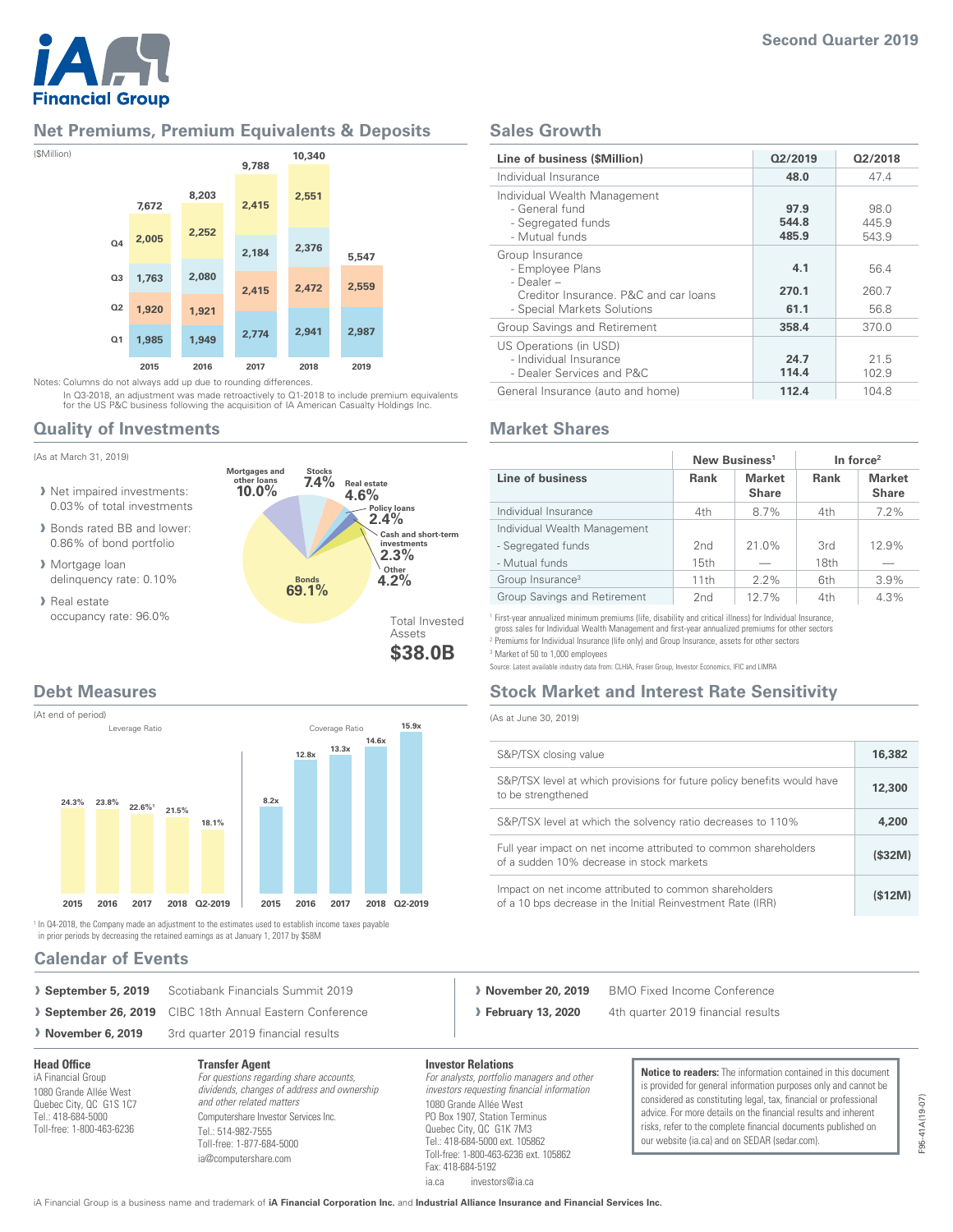Second Quarter 2019

iA Financial Group

## Net Premiums, Premium Equivalents & Deposits

($Million)

2015: Q1 1,985; Q2 1,920; Q3 1,763; Q4 2,005; Total 7,672
2016: Q1 1,949; Q2 1,921; Q3 2,080; Q4 2,252; Total 8,203
2017: Q1 2,774; Q2 2,415; Q3 2,184; Q4 2,415; Total 9,788
2018: Q1 2,941; Q2 2,472; Q3 2,376; Q4 2,551; Total 10,340
2019: Q1 2,987; Q2 2,559; Total 5,547

Notes: Columns do not always add up due to rounding differences.
In Q3-2018, an adjustment was made retroactively to Q1-2018 to include premium equivalents for the US P&C business following the acquisition of IA American Casualty Holdings Inc.

## Sales Growth

| Line of business ($Million) | Q2/2019 | Q2/2018 |
|---|---|---|
| Individual Insurance | **48.0** | 47.4 |
| Individual Wealth Management | | |
| - General fund | **97.9** | 98.0 |
| - Segregated funds | **544.8** | 445.9 |
| - Mutual funds | **485.9** | 543.9 |
| Group Insurance | | |
| - Employee Plans | **4.1** | 56.4 |
| - Dealer – Creditor Insurance. P&C and car loans | **270.1** | 260.7 |
| - Special Markets Solutions | **61.1** | 56.8 |
| Group Savings and Retirement | **358.4** | 370.0 |
| US Operations (in USD) | | |
| - Individual Insurance | **24.7** | 21.5 |
| - Dealer Services and P&C | **114.4** | 102.9 |
| General Insurance (auto and home) | **112.4** | 104.8 |

## Quality of Investments

(As at March 31, 2019)

- Net impaired investments: 0.03% of total investments
- Bonds rated BB and lower: 0.86% of bond portfolio
- Mortgage loan delinquency rate: 0.10%
- Real estate occupancy rate: 96.0%

Bonds 69.1%
Mortgages and other loans 10.0%
Stocks 7.4%
Real estate 4.6%
Policy loans 2.4%
Cash and short-term investments 2.3%
Other 4.2%

Total Invested Assets **$38.0B**

## Market Shares

| | New Business[1] | | In force[2] | |
|---|---|---|---|---|
| **Line of business** | **Rank** | **Market Share** | **Rank** | **Market Share** |
| Individual Insurance | 4th | 8.7% | 4th | 7.2% |
| Individual Wealth Management | | | | |
| - Segregated funds | 2nd | 21.0% | 3rd | 12.9% |
| - Mutual funds | 15th | — | 18th | — |
| Group Insurance[3] | 11th | 2.2% | 6th | 3.9% |
| Group Savings and Retirement | 2nd | 12.7% | 4th | 4.3% |

[1] First-year annualized minimum premiums (life, disability and critical illness) for Individual Insurance, gross sales for Individual Wealth Management and first-year annualized premiums for other sectors
[2] Premiums for Individual Insurance (life only) and Group Insurance, assets for other sectors
[3] Market of 50 to 1,000 employees
Source: Latest available industry data from: CLHIA, Fraser Group, Investor Economics, IFIC and LIMRA

## Debt Measures

(At end of period)

Leverage Ratio
2015: 24.3%
2016: 23.8%
2017: 22.6%[1]
2018: 21.5%
Q2-2019: 18.1%

Coverage Ratio
2015: 8.2x
2016: 12.8x
2017: 13.3x
2018: 14.6x
Q2-2019: 15.9x

[1] In Q4-2018, the Company made an adjustment to the estimates used to establish income taxes payable in prior periods by decreasing the retained earnings as at January 1, 2017 by $58M

## Stock Market and Interest Rate Sensitivity

(As at June 30, 2019)

| | |
|---|---|
| S&P/TSX closing value | **16,382** |
| S&P/TSX level at which provisions for future policy benefits would have to be strengthened | **12,300** |
| S&P/TSX level at which the solvency ratio decreases to 110% | **4,200** |
| Full year impact on net income attributed to common shareholders of a sudden 10% decrease in stock markets | **($32M)** |
| Impact on net income attributed to common shareholders of a 10 bps decrease in the Initial Reinvestment Rate (IRR) | **($12M)** |

## Calendar of Events

- **September 5, 2019** Scotiabank Financials Summit 2019
- **September 26, 2019** CIBC 18th Annual Eastern Conference
- **November 6, 2019** 3rd quarter 2019 financial results
- **November 20, 2019** BMO Fixed Income Conference
- **February 13, 2020** 4th quarter 2019 financial results

**Head Office**
iA Financial Group
1080 Grande Allée West
Quebec City, QC G1S 1C7
Tel.: 418-684-5000
Toll-free: 1-800-463-6236

**Transfer Agent**
*For questions regarding share accounts, dividends, changes of address and ownership and other related matters*
Computershare Investor Services Inc.
Tel.: 514-982-7555
Toll-free: 1-877-684-5000
ia@computershare.com

**Investor Relations**
*For analysts, portfolio managers and other investors requesting financial information*
1080 Grande Allée West
PO Box 1907, Station Terminus
Quebec City, QC G1K 7M3
Tel.: 418-684-5000 ext. 105862
Toll-free: 1-800-463-6236 ext. 105862
Fax: 418-684-5192
ia.ca investors@ia.ca

**Notice to readers:** The information contained in this document is provided for general information purposes only and cannot be considered as constituting legal, tax, financial or professional advice. For more details on the financial results and inherent risks, refer to the complete financial documents published on our website (ia.ca) and on SEDAR (sedar.com).

F95-41A(19-07)

iA Financial Group is a business name and trademark of **iA Financial Corporation Inc.** and **Industrial Alliance Insurance and Financial Services Inc.**